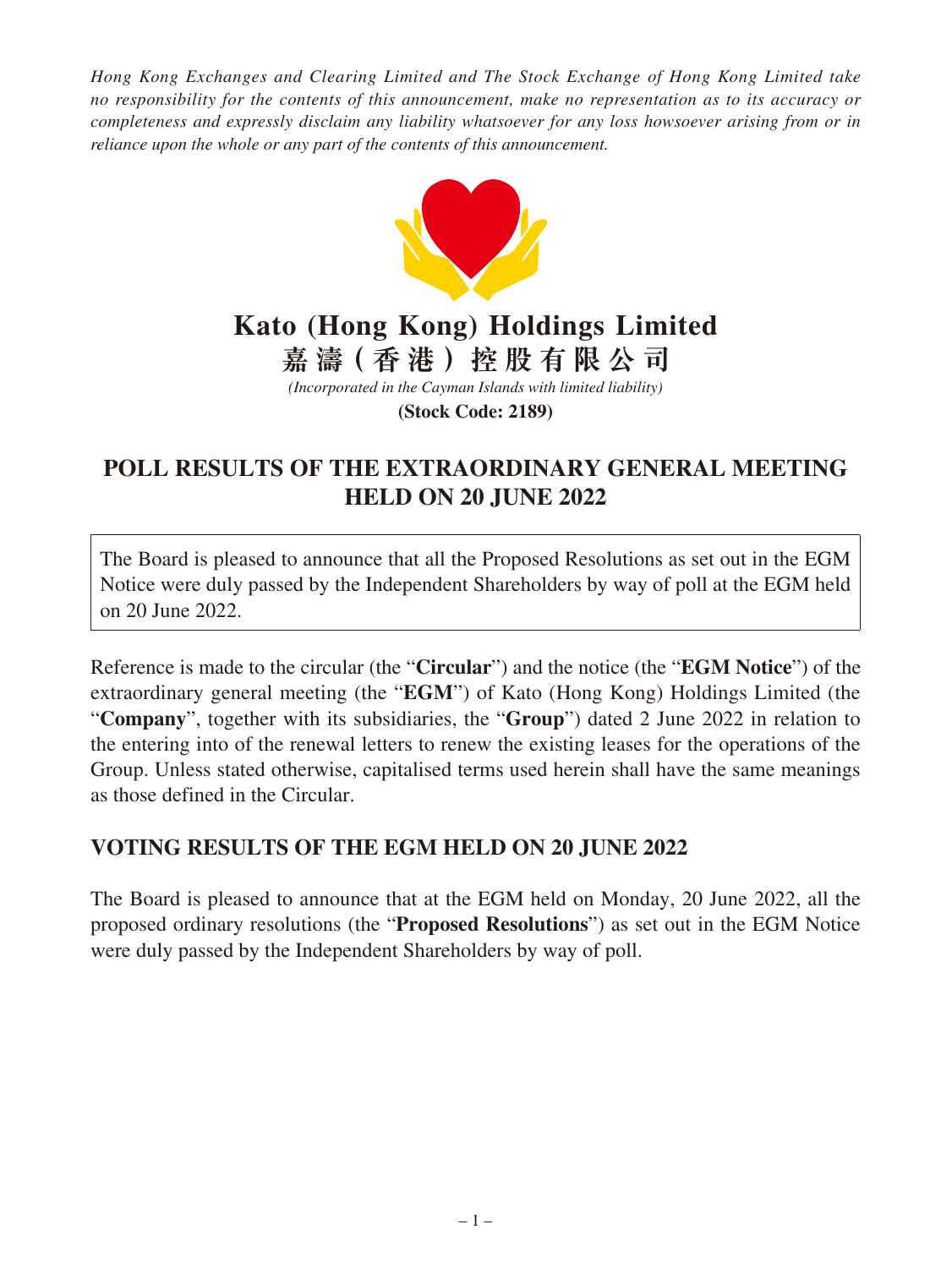*Hong Kong Exchanges and Clearing Limited and The Stock Exchange of Hong Kong Limited take no responsibility for the contents of this announcement, make no representation as to its accuracy or completeness and expressly disclaim any liability whatsoever for any loss howsoever arising from or in reliance upon the whole or any part of the contents of this announcement.*

# Kato (Hong Kong) Holdings Limited
# 嘉濤（香港）控股有限公司

*(Incorporated in the Cayman Islands with limited liability)*

**(Stock Code: 2189)**

## POLL RESULTS OF THE EXTRAORDINARY GENERAL MEETING HELD ON 20 JUNE 2022

The Board is pleased to announce that all the Proposed Resolutions as set out in the EGM Notice were duly passed by the Independent Shareholders by way of poll at the EGM held on 20 June 2022.

Reference is made to the circular (the "**Circular**") and the notice (the "**EGM Notice**") of the extraordinary general meeting (the "**EGM**") of Kato (Hong Kong) Holdings Limited (the "**Company**", together with its subsidiaries, the "**Group**") dated 2 June 2022 in relation to the entering into of the renewal letters to renew the existing leases for the operations of the Group. Unless stated otherwise, capitalised terms used herein shall have the same meanings as those defined in the Circular.

## VOTING RESULTS OF THE EGM HELD ON 20 JUNE 2022

The Board is pleased to announce that at the EGM held on Monday, 20 June 2022, all the proposed ordinary resolutions (the "**Proposed Resolutions**") as set out in the EGM Notice were duly passed by the Independent Shareholders by way of poll.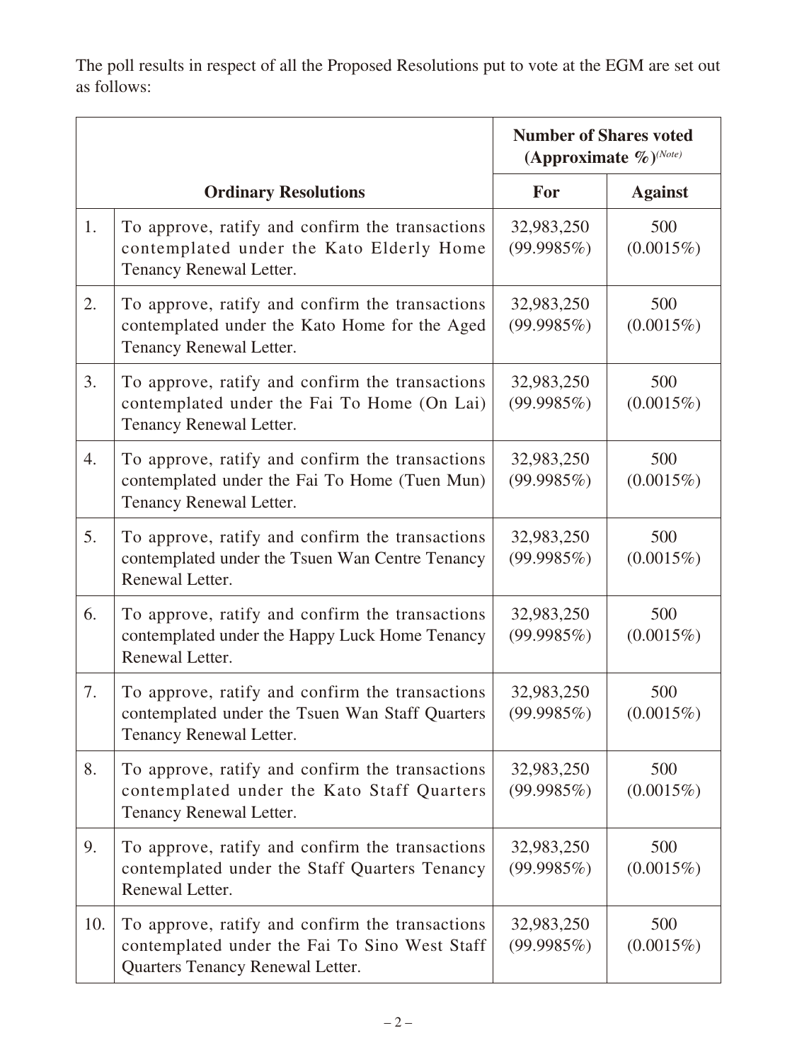The poll results in respect of all the Proposed Resolutions put to vote at the EGM are set out as follows:

| | Ordinary Resolutions | Number of Shares voted (Approximate %)(Note) | |
|---|---|---|---|
| | | For | Against |
| 1. | To approve, ratify and confirm the transactions contemplated under the Kato Elderly Home Tenancy Renewal Letter. | 32,983,250 (99.9985%) | 500 (0.0015%) |
| 2. | To approve, ratify and confirm the transactions contemplated under the Kato Home for the Aged Tenancy Renewal Letter. | 32,983,250 (99.9985%) | 500 (0.0015%) |
| 3. | To approve, ratify and confirm the transactions contemplated under the Fai To Home (On Lai) Tenancy Renewal Letter. | 32,983,250 (99.9985%) | 500 (0.0015%) |
| 4. | To approve, ratify and confirm the transactions contemplated under the Fai To Home (Tuen Mun) Tenancy Renewal Letter. | 32,983,250 (99.9985%) | 500 (0.0015%) |
| 5. | To approve, ratify and confirm the transactions contemplated under the Tsuen Wan Centre Tenancy Renewal Letter. | 32,983,250 (99.9985%) | 500 (0.0015%) |
| 6. | To approve, ratify and confirm the transactions contemplated under the Happy Luck Home Tenancy Renewal Letter. | 32,983,250 (99.9985%) | 500 (0.0015%) |
| 7. | To approve, ratify and confirm the transactions contemplated under the Tsuen Wan Staff Quarters Tenancy Renewal Letter. | 32,983,250 (99.9985%) | 500 (0.0015%) |
| 8. | To approve, ratify and confirm the transactions contemplated under the Kato Staff Quarters Tenancy Renewal Letter. | 32,983,250 (99.9985%) | 500 (0.0015%) |
| 9. | To approve, ratify and confirm the transactions contemplated under the Staff Quarters Tenancy Renewal Letter. | 32,983,250 (99.9985%) | 500 (0.0015%) |
| 10. | To approve, ratify and confirm the transactions contemplated under the Fai To Sino West Staff Quarters Tenancy Renewal Letter. | 32,983,250 (99.9985%) | 500 (0.0015%) |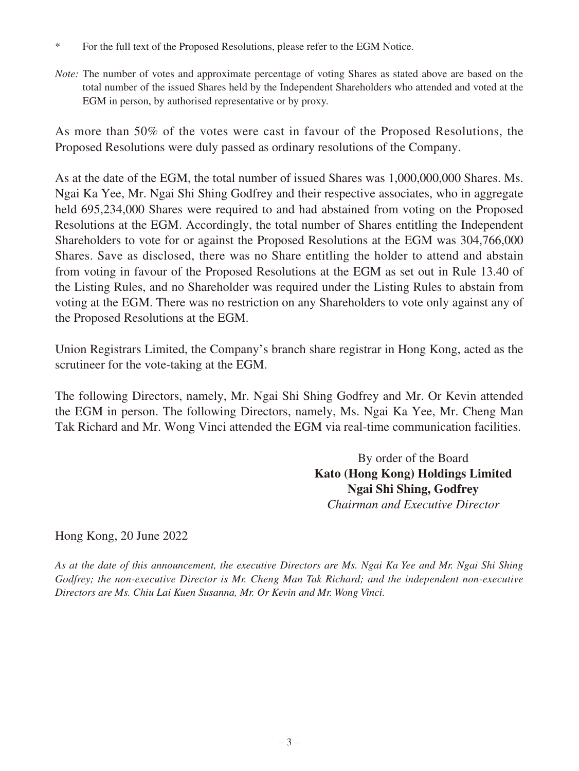\* For the full text of the Proposed Resolutions, please refer to the EGM Notice.

*Note:* The number of votes and approximate percentage of voting Shares as stated above are based on the total number of the issued Shares held by the Independent Shareholders who attended and voted at the EGM in person, by authorised representative or by proxy.

As more than 50% of the votes were cast in favour of the Proposed Resolutions, the Proposed Resolutions were duly passed as ordinary resolutions of the Company.

As at the date of the EGM, the total number of issued Shares was 1,000,000,000 Shares. Ms. Ngai Ka Yee, Mr. Ngai Shi Shing Godfrey and their respective associates, who in aggregate held 695,234,000 Shares were required to and had abstained from voting on the Proposed Resolutions at the EGM. Accordingly, the total number of Shares entitling the Independent Shareholders to vote for or against the Proposed Resolutions at the EGM was 304,766,000 Shares. Save as disclosed, there was no Share entitling the holder to attend and abstain from voting in favour of the Proposed Resolutions at the EGM as set out in Rule 13.40 of the Listing Rules, and no Shareholder was required under the Listing Rules to abstain from voting at the EGM. There was no restriction on any Shareholders to vote only against any of the Proposed Resolutions at the EGM.

Union Registrars Limited, the Company's branch share registrar in Hong Kong, acted as the scrutineer for the vote-taking at the EGM.

The following Directors, namely, Mr. Ngai Shi Shing Godfrey and Mr. Or Kevin attended the EGM in person. The following Directors, namely, Ms. Ngai Ka Yee, Mr. Cheng Man Tak Richard and Mr. Wong Vinci attended the EGM via real-time communication facilities.

By order of the Board
**Kato (Hong Kong) Holdings Limited**
**Ngai Shi Shing, Godfrey**
*Chairman and Executive Director*

Hong Kong, 20 June 2022

*As at the date of this announcement, the executive Directors are Ms. Ngai Ka Yee and Mr. Ngai Shi Shing Godfrey; the non-executive Director is Mr. Cheng Man Tak Richard; and the independent non-executive Directors are Ms. Chiu Lai Kuen Susanna, Mr. Or Kevin and Mr. Wong Vinci.*